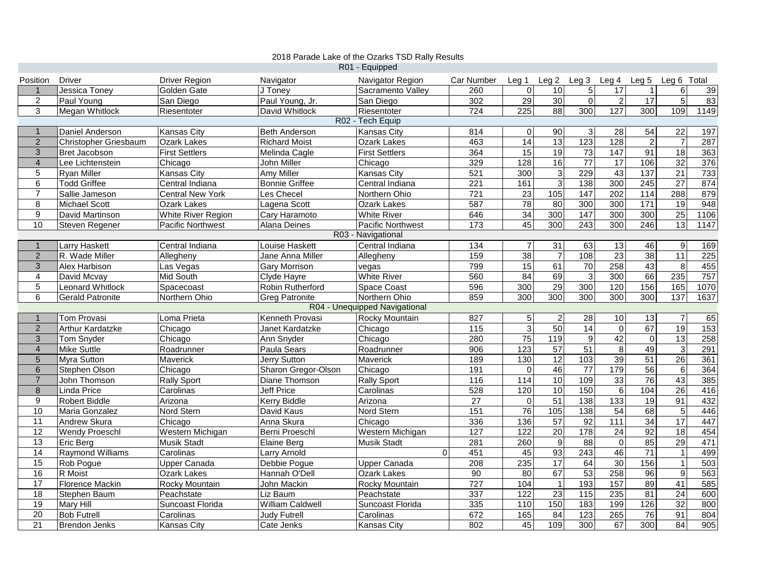2018 Parade Lake of the Ozarks TSD Rally Results

| Position | Driver | Driver Region | Navigator | Navigator Region | Car Number | Leg 1 | Leg 2 | Leg 3 | Leg 4 | Leg 5 | Leg 6 | Total |
|---|---|---|---|---|---|---|---|---|---|---|---|---|
| R01 - Equipped | | | | | | | | | | | | |
| 1 | Jessica Toney | Golden Gate | J Toney | Sacramento Valley | 260 | 0 | 10 | 5 | 17 | 1 | 6 | 39 |
| 2 | Paul Young | San Diego | Paul Young, Jr. | San Diego | 302 | 29 | 30 | 0 | 2 | 17 | 5 | 83 |
| 3 | Megan Whitlock | Riesentoter | David Whitlock | Riesentoter | 724 | 225 | 88 | 300 | 127 | 300 | 109 | 1149 |
| R02 - Tech Equip | | | | | | | | | | | | |
| 1 | Daniel Anderson | Kansas City | Beth Anderson | Kansas City | 814 | 0 | 90 | 3 | 28 | 54 | 22 | 197 |
| 2 | Christopher Griesbaum | Ozark Lakes | Richard Moist | Ozark Lakes | 463 | 14 | 13 | 123 | 128 | 2 | 7 | 287 |
| 3 | Bret Jacobson | First Settlers | Melinda Cagle | First Settlers | 364 | 15 | 19 | 73 | 147 | 91 | 18 | 363 |
| 4 | Lee Lichtenstein | Chicago | John Miller | Chicago | 329 | 128 | 16 | 77 | 17 | 106 | 32 | 376 |
| 5 | Ryan Miller | Kansas City | Amy Miller | Kansas City | 521 | 300 | 3 | 229 | 43 | 137 | 21 | 733 |
| 6 | Todd Griffee | Central Indiana | Bonnie Griffee | Central Indiana | 221 | 161 | 3 | 138 | 300 | 245 | 27 | 874 |
| 7 | Sallie Jameson | Central New York | Les Checel | Northern Ohio | 721 | 23 | 105 | 147 | 202 | 114 | 288 | 879 |
| 8 | Michael Scott | Ozark Lakes | Lagena Scott | Ozark Lakes | 587 | 78 | 80 | 300 | 300 | 171 | 19 | 948 |
| 9 | David Martinson | White River Region | Cary Haramoto | White River | 646 | 34 | 300 | 147 | 300 | 300 | 25 | 1106 |
| 10 | Steven Regener | Pacific Northwest | Alana Deines | Pacific Northwest | 173 | 45 | 300 | 243 | 300 | 246 | 13 | 1147 |
| R03 - Navigational | | | | | | | | | | | | |
| 1 | Larry Haskett | Central Indiana | Louise Haskett | Central Indiana | 134 | 7 | 31 | 63 | 13 | 46 | 9 | 169 |
| 2 | R. Wade Miller | Allegheny | Jane Anna Miller | Allegheny | 159 | 38 | 7 | 108 | 23 | 38 | 11 | 225 |
| 3 | Alex Harbison | Las Vegas | Gary Morrison | vegas | 799 | 15 | 61 | 70 | 258 | 43 | 8 | 455 |
| 4 | David Mcvay | Mid South | Clyde Hayre | White River | 560 | 84 | 69 | 3 | 300 | 66 | 235 | 757 |
| 5 | Leonard Whitlock | Spacecoast | Robin Rutherford | Space Coast | 596 | 300 | 29 | 300 | 120 | 156 | 165 | 1070 |
| 6 | Gerald Patronite | Northern Ohio | Greg Patronite | Northern Ohio | 859 | 300 | 300 | 300 | 300 | 300 | 137 | 1637 |
| R04 - Unequipped Navigational | | | | | | | | | | | | |
| 1 | Tom Provasi | Loma Prieta | Kenneth Provasi | Rocky Mountain | 827 | 5 | 2 | 28 | 10 | 13 | 7 | 65 |
| 2 | Arthur Kardatzke | Chicago | Janet Kardatzke | Chicago | 115 | 3 | 50 | 14 | 0 | 67 | 19 | 153 |
| 3 | Tom Snyder | Chicago | Ann Snyder | Chicago | 280 | 75 | 119 | 9 | 42 | 0 | 13 | 258 |
| 4 | Mike Suttle | Roadrunner | Paula Sears | Roadrunner | 906 | 123 | 57 | 51 | 8 | 49 | 3 | 291 |
| 5 | Myra Sutton | Maverick | Jerry Sutton | Maverick | 189 | 130 | 12 | 103 | 39 | 51 | 26 | 361 |
| 6 | Stephen Olson | Chicago | Sharon Gregor-Olson | Chicago | 191 | 0 | 46 | 77 | 179 | 56 | 6 | 364 |
| 7 | John Thomson | Rally Sport | Diane Thomson | Rally Sport | 116 | 114 | 10 | 109 | 33 | 76 | 43 | 385 |
| 8 | Linda Price | Carolinas | Jeff Price | Carolinas | 528 | 120 | 10 | 150 | 6 | 104 | 26 | 416 |
| 9 | Robert Biddle | Arizona | Kerry Biddle | Arizona | 27 | 0 | 51 | 138 | 133 | 19 | 91 | 432 |
| 10 | Maria Gonzalez | Nord Stern | David Kaus | Nord Stern | 151 | 76 | 105 | 138 | 54 | 68 | 5 | 446 |
| 11 | Andrew Skura | Chicago | Anna Skura | Chicago | 336 | 136 | 57 | 92 | 111 | 34 | 17 | 447 |
| 12 | Wendy Proeschl | Western Michigan | Berni Proeschl | Western Michigan | 127 | 122 | 20 | 178 | 24 | 92 | 18 | 454 |
| 13 | Eric Berg | Musik Stadt | Elaine Berg | Musik Stadt | 281 | 260 | 9 | 88 | 0 | 85 | 29 | 471 |
| 14 | Raymond Williams | Carolinas | Larry Arnold | 0 | 451 | 45 | 93 | 243 | 46 | 71 | 1 | 499 |
| 15 | Rob Pogue | Upper Canada | Debbie Pogue | Upper Canada | 208 | 235 | 17 | 64 | 30 | 156 | 1 | 503 |
| 16 | R Moist | Ozark Lakes | Hannah O'Dell | Ozark Lakes | 90 | 80 | 67 | 53 | 258 | 96 | 9 | 563 |
| 17 | Florence Mackin | Rocky Mountain | John Mackin | Rocky Mountain | 727 | 104 | 1 | 193 | 157 | 89 | 41 | 585 |
| 18 | Stephen Baum | Peachstate | Liz Baum | Peachstate | 337 | 122 | 23 | 115 | 235 | 81 | 24 | 600 |
| 19 | Mary Hill | Suncoast Florida | William Caldwell | Suncoast Florida | 335 | 110 | 150 | 183 | 199 | 126 | 32 | 800 |
| 20 | Bob Futrell | Carolinas | Judy Futrell | Carolinas | 672 | 165 | 84 | 123 | 265 | 76 | 91 | 804 |
| 21 | Brendon Jenks | Kansas City | Cate Jenks | Kansas City | 802 | 45 | 109 | 300 | 67 | 300 | 84 | 905 |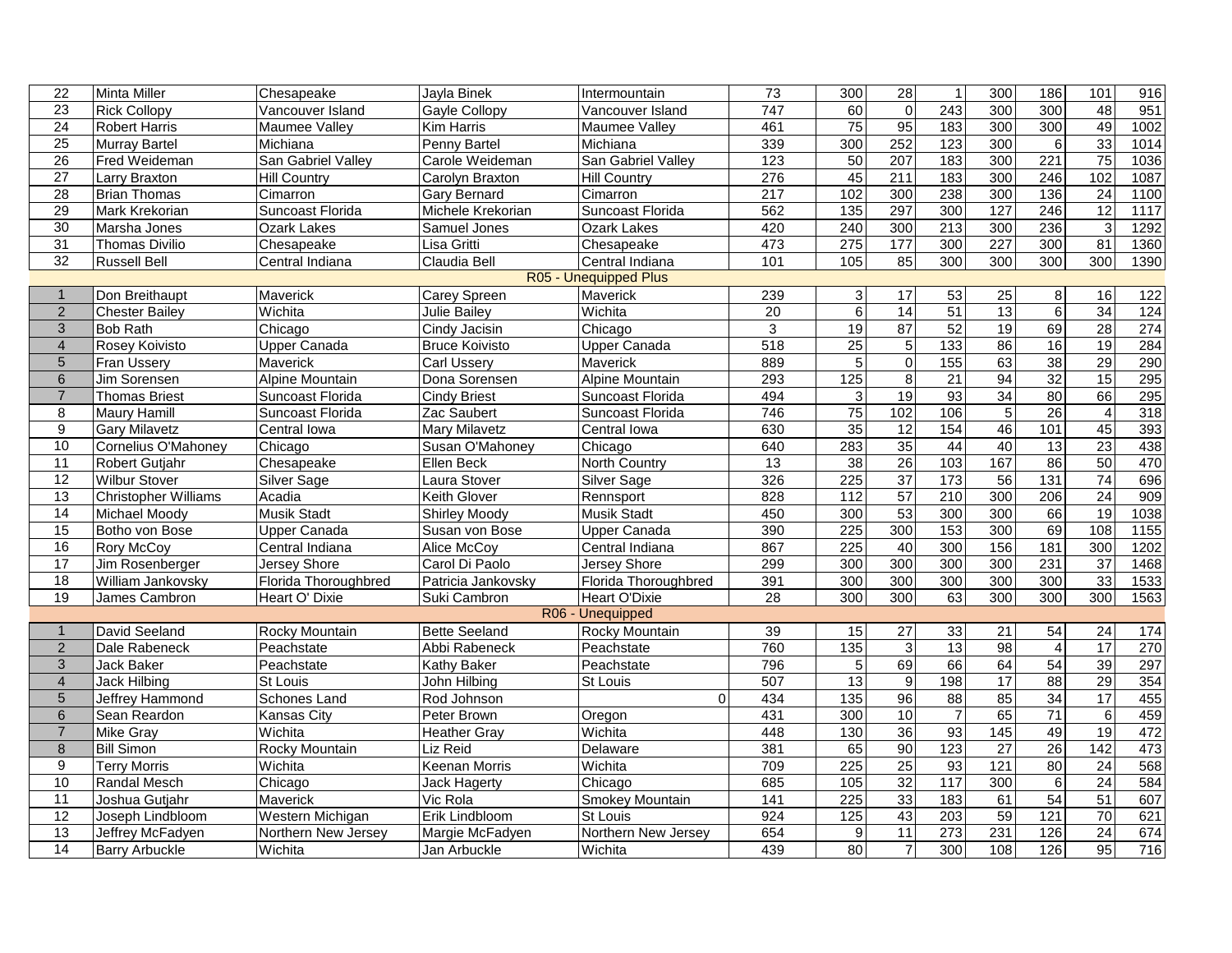| | | | | | | | | | | | | |
|---|---|---|---|---|---|---|---|---|---|---|---|---|
| 22 | Minta Miller | Chesapeake | Jayla Binek | Intermountain | 73 | 300 | 28 | 1 | 300 | 186 | 101 | 916 |
| 23 | Rick Collopy | Vancouver Island | Gayle Collopy | Vancouver Island | 747 | 60 | 0 | 243 | 300 | 300 | 48 | 951 |
| 24 | Robert Harris | Maumee Valley | Kim Harris | Maumee Valley | 461 | 75 | 95 | 183 | 300 | 300 | 49 | 1002 |
| 25 | Murray Bartel | Michiana | Penny Bartel | Michiana | 339 | 300 | 252 | 123 | 300 | 6 | 33 | 1014 |
| 26 | Fred Weideman | San Gabriel Valley | Carole Weideman | San Gabriel Valley | 123 | 50 | 207 | 183 | 300 | 221 | 75 | 1036 |
| 27 | Larry Braxton | Hill Country | Carolyn Braxton | Hill Country | 276 | 45 | 211 | 183 | 300 | 246 | 102 | 1087 |
| 28 | Brian Thomas | Cimarron | Gary Bernard | Cimarron | 217 | 102 | 300 | 238 | 300 | 136 | 24 | 1100 |
| 29 | Mark Krekorian | Suncoast Florida | Michele Krekorian | Suncoast Florida | 562 | 135 | 297 | 300 | 127 | 246 | 12 | 1117 |
| 30 | Marsha Jones | Ozark Lakes | Samuel Jones | Ozark Lakes | 420 | 240 | 300 | 213 | 300 | 236 | 3 | 1292 |
| 31 | Thomas Divilio | Chesapeake | Lisa Gritti | Chesapeake | 473 | 275 | 177 | 300 | 227 | 300 | 81 | 1360 |
| 32 | Russell Bell | Central Indiana | Claudia Bell | Central Indiana | 101 | 105 | 85 | 300 | 300 | 300 | 300 | 1390 |
| | | | | R05 - Unequipped Plus | | | | | | | | |
| 1 | Don Breithaupt | Maverick | Carey Spreen | Maverick | 239 | 3 | 17 | 53 | 25 | 8 | 16 | 122 |
| 2 | Chester Bailey | Wichita | Julie Bailey | Wichita | 20 | 6 | 14 | 51 | 13 | 6 | 34 | 124 |
| 3 | Bob Rath | Chicago | Cindy Jacisin | Chicago | 3 | 19 | 87 | 52 | 19 | 69 | 28 | 274 |
| 4 | Rosey Koivisto | Upper Canada | Bruce Koivisto | Upper Canada | 518 | 25 | 5 | 133 | 86 | 16 | 19 | 284 |
| 5 | Fran Ussery | Maverick | Carl Ussery | Maverick | 889 | 5 | 0 | 155 | 63 | 38 | 29 | 290 |
| 6 | Jim Sorensen | Alpine Mountain | Dona Sorensen | Alpine Mountain | 293 | 125 | 8 | 21 | 94 | 32 | 15 | 295 |
| 7 | Thomas Briest | Suncoast Florida | Cindy Briest | Suncoast Florida | 494 | 3 | 19 | 93 | 34 | 80 | 66 | 295 |
| 8 | Maury Hamill | Suncoast Florida | Zac Saubert | Suncoast Florida | 746 | 75 | 102 | 106 | 5 | 26 | 4 | 318 |
| 9 | Gary Milavetz | Central Iowa | Mary Milavetz | Central Iowa | 630 | 35 | 12 | 154 | 46 | 101 | 45 | 393 |
| 10 | Cornelius O'Mahoney | Chicago | Susan O'Mahoney | Chicago | 640 | 283 | 35 | 44 | 40 | 13 | 23 | 438 |
| 11 | Robert Gutjahr | Chesapeake | Ellen Beck | North Country | 13 | 38 | 26 | 103 | 167 | 86 | 50 | 470 |
| 12 | Wilbur Stover | Silver Sage | Laura Stover | Silver Sage | 326 | 225 | 37 | 173 | 56 | 131 | 74 | 696 |
| 13 | Christopher Williams | Acadia | Keith Glover | Rennsport | 828 | 112 | 57 | 210 | 300 | 206 | 24 | 909 |
| 14 | Michael Moody | Musik Stadt | Shirley Moody | Musik Stadt | 450 | 300 | 53 | 300 | 300 | 66 | 19 | 1038 |
| 15 | Botho von Bose | Upper Canada | Susan von Bose | Upper Canada | 390 | 225 | 300 | 153 | 300 | 69 | 108 | 1155 |
| 16 | Rory McCoy | Central Indiana | Alice McCoy | Central Indiana | 867 | 225 | 40 | 300 | 156 | 181 | 300 | 1202 |
| 17 | Jim Rosenberger | Jersey Shore | Carol Di Paolo | Jersey Shore | 299 | 300 | 300 | 300 | 300 | 231 | 37 | 1468 |
| 18 | William Jankovsky | Florida Thoroughbred | Patricia Jankovsky | Florida Thoroughbred | 391 | 300 | 300 | 300 | 300 | 300 | 33 | 1533 |
| 19 | James Cambron | Heart O' Dixie | Suki Cambron | Heart O'Dixie | 28 | 300 | 300 | 63 | 300 | 300 | 300 | 1563 |
| | | | | R06 - Unequipped | | | | | | | | |
| 1 | David Seeland | Rocky Mountain | Bette Seeland | Rocky Mountain | 39 | 15 | 27 | 33 | 21 | 54 | 24 | 174 |
| 2 | Dale Rabeneck | Peachstate | Abbi Rabeneck | Peachstate | 760 | 135 | 3 | 13 | 98 | 4 | 17 | 270 |
| 3 | Jack Baker | Peachstate | Kathy Baker | Peachstate | 796 | 5 | 69 | 66 | 64 | 54 | 39 | 297 |
| 4 | Jack Hilbing | St Louis | John Hilbing | St Louis | 507 | 13 | 9 | 198 | 17 | 88 | 29 | 354 |
| 5 | Jeffrey Hammond | Schones Land | Rod Johnson | 0 | 434 | 135 | 96 | 88 | 85 | 34 | 17 | 455 |
| 6 | Sean Reardon | Kansas City | Peter Brown | Oregon | 431 | 300 | 10 | 7 | 65 | 71 | 6 | 459 |
| 7 | Mike Gray | Wichita | Heather Gray | Wichita | 448 | 130 | 36 | 93 | 145 | 49 | 19 | 472 |
| 8 | Bill Simon | Rocky Mountain | Liz Reid | Delaware | 381 | 65 | 90 | 123 | 27 | 26 | 142 | 473 |
| 9 | Terry Morris | Wichita | Keenan Morris | Wichita | 709 | 225 | 25 | 93 | 121 | 80 | 24 | 568 |
| 10 | Randal Mesch | Chicago | Jack Hagerty | Chicago | 685 | 105 | 32 | 117 | 300 | 6 | 24 | 584 |
| 11 | Joshua Gutjahr | Maverick | Vic Rola | Smokey Mountain | 141 | 225 | 33 | 183 | 61 | 54 | 51 | 607 |
| 12 | Joseph Lindbloom | Western Michigan | Erik Lindbloom | St Louis | 924 | 125 | 43 | 203 | 59 | 121 | 70 | 621 |
| 13 | Jeffrey McFadyen | Northern New Jersey | Margie McFadyen | Northern New Jersey | 654 | 9 | 11 | 273 | 231 | 126 | 24 | 674 |
| 14 | Barry Arbuckle | Wichita | Jan Arbuckle | Wichita | 439 | 80 | 7 | 300 | 108 | 126 | 95 | 716 |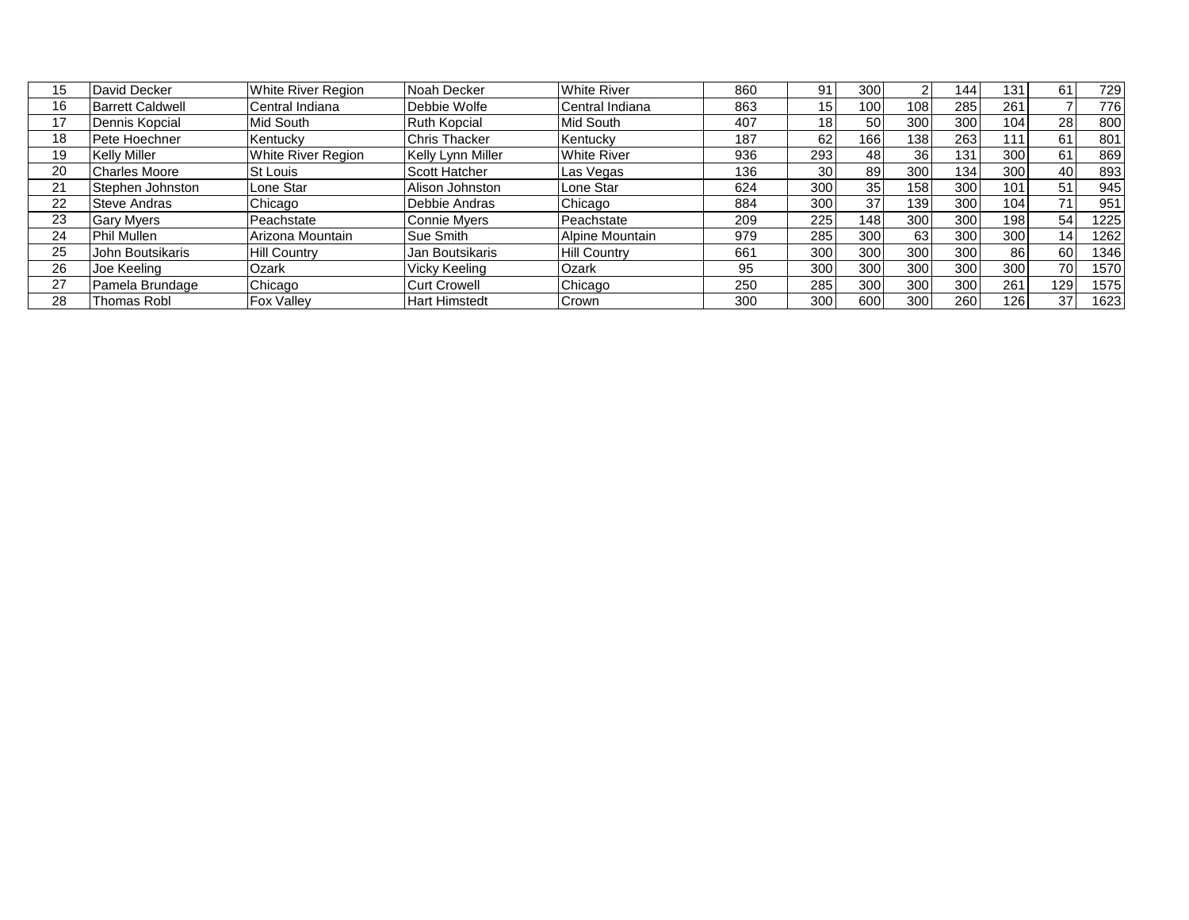| | | | | | | | | | | | | |
|---|---|---|---|---|---|---|---|---|---|---|---|---|
| 15 | David Decker | White River Region | Noah Decker | White River | 860 | 91 | 300 | 2 | 144 | 131 | 61 | 729 |
| 16 | Barrett Caldwell | Central Indiana | Debbie Wolfe | Central Indiana | 863 | 15 | 100 | 108 | 285 | 261 | 7 | 776 |
| 17 | Dennis Kopcial | Mid South | Ruth Kopcial | Mid South | 407 | 18 | 50 | 300 | 300 | 104 | 28 | 800 |
| 18 | Pete Hoechner | Kentucky | Chris Thacker | Kentucky | 187 | 62 | 166 | 138 | 263 | 111 | 61 | 801 |
| 19 | Kelly Miller | White River Region | Kelly Lynn Miller | White River | 936 | 293 | 48 | 36 | 131 | 300 | 61 | 869 |
| 20 | Charles Moore | St Louis | Scott Hatcher | Las Vegas | 136 | 30 | 89 | 300 | 134 | 300 | 40 | 893 |
| 21 | Stephen Johnston | Lone Star | Alison Johnston | Lone Star | 624 | 300 | 35 | 158 | 300 | 101 | 51 | 945 |
| 22 | Steve Andras | Chicago | Debbie Andras | Chicago | 884 | 300 | 37 | 139 | 300 | 104 | 71 | 951 |
| 23 | Gary Myers | Peachstate | Connie Myers | Peachstate | 209 | 225 | 148 | 300 | 300 | 198 | 54 | 1225 |
| 24 | Phil Mullen | Arizona Mountain | Sue Smith | Alpine Mountain | 979 | 285 | 300 | 63 | 300 | 300 | 14 | 1262 |
| 25 | John Boutsikaris | Hill Country | Jan Boutsikaris | Hill Country | 661 | 300 | 300 | 300 | 300 | 86 | 60 | 1346 |
| 26 | Joe Keeling | Ozark | Vicky Keeling | Ozark | 95 | 300 | 300 | 300 | 300 | 300 | 70 | 1570 |
| 27 | Pamela Brundage | Chicago | Curt Crowell | Chicago | 250 | 285 | 300 | 300 | 300 | 261 | 129 | 1575 |
| 28 | Thomas Robl | Fox Valley | Hart Himstedt | Crown | 300 | 300 | 600 | 300 | 260 | 126 | 37 | 1623 |